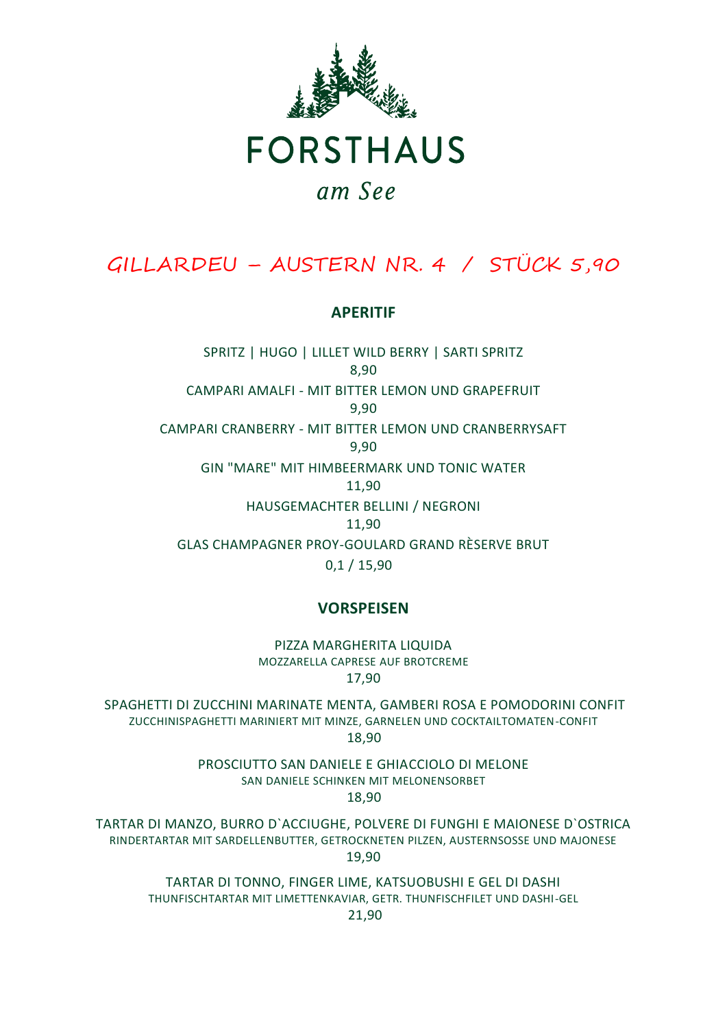# FORSTHAUS

*am See*

## GILLARDEU – AUSTERN NR. 4 / STÜCK 5,90

### APERITIF

SPRITZ | HUGO | LILLET WILD BERRY | SARTI SPRITZ
8,90

CAMPARI AMALFI - MIT BITTER LEMON UND GRAPEFRUIT
9,90

CAMPARI CRANBERRY - MIT BITTER LEMON UND CRANBERRYSAFT
9,90

GIN "MARE" MIT HIMBEERMARK UND TONIC WATER
11,90

HAUSGEMACHTER BELLINI / NEGRONI
11,90

GLAS CHAMPAGNER PROY-GOULARD GRAND RÈSERVE BRUT
0,1 / 15,90

### VORSPEISEN

PIZZA MARGHERITA LIQUIDA
MOZZARELLA CAPRESE AUF BROTCREME
17,90

SPAGHETTI DI ZUCCHINI MARINATE MENTA, GAMBERI ROSA E POMODORINI CONFIT
ZUCCHINISPAGHETTI MARINIERT MIT MINZE, GARNELEN UND COCKTAILTOMATEN-CONFIT
18,90

PROSCIUTTO SAN DANIELE E GHIACCIOLO DI MELONE
SAN DANIELE SCHINKEN MIT MELONENSORBET
18,90

TARTAR DI MANZO, BURRO D`ACCIUGHE, POLVERE DI FUNGHI E MAIONESE D`OSTRICA
RINDERTARTAR MIT SARDELLENBUTTER, GETROCKNETEN PILZEN, AUSTERNSOSSE UND MAJONESE
19,90

TARTAR DI TONNO, FINGER LIME, KATSUOBUSHI E GEL DI DASHI
THUNFISCHTARTAR MIT LIMETTENKAVIAR, GETR. THUNFISCHFILET UND DASHI-GEL
21,90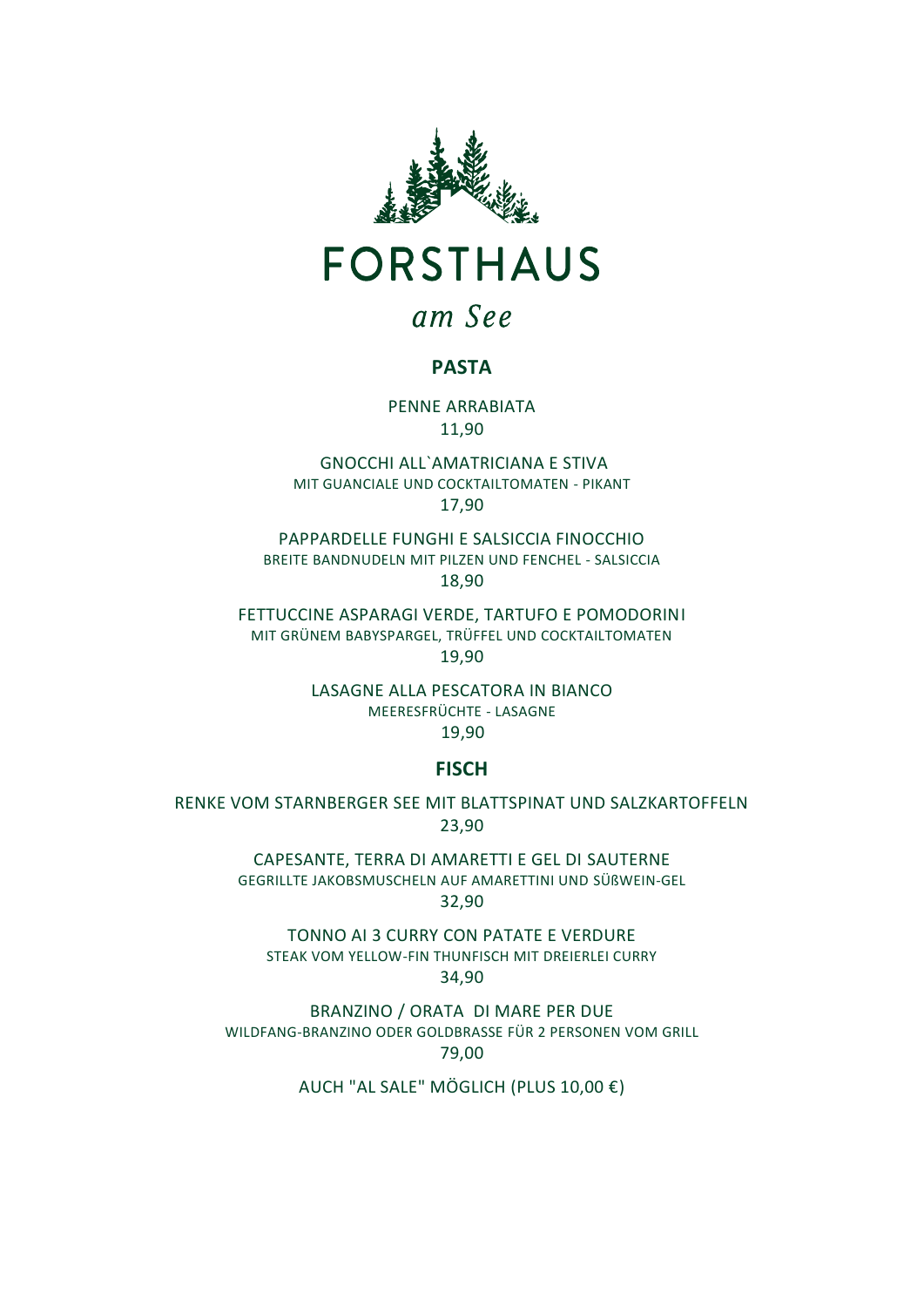# FORSTHAUS

*am See*

## PASTA

PENNE ARRABIATA
11,90

GNOCCHI ALL`AMATRICIANA E STIVA
MIT GUANCIALE UND COCKTAILTOMATEN - PIKANT
17,90

PAPPARDELLE FUNGHI E SALSICCIA FINOCCHIO
BREITE BANDNUDELN MIT PILZEN UND FENCHEL - SALSICCIA
18,90

FETTUCCINE ASPARAGI VERDE, TARTUFO E POMODORINI
MIT GRÜNEM BABYSPARGEL, TRÜFFEL UND COCKTAILTOMATEN
19,90

LASAGNE ALLA PESCATORA IN BIANCO
MEERESFRÜCHTE - LASAGNE
19,90

## FISCH

RENKE VOM STARNBERGER SEE MIT BLATTSPINAT UND SALZKARTOFFELN
23,90

CAPESANTE, TERRA DI AMARETTI E GEL DI SAUTERNE
GEGRILLTE JAKOBSMUSCHELN AUF AMARETTINI UND SÜßWEIN-GEL
32,90

TONNO AI 3 CURRY CON PATATE E VERDURE
STEAK VOM YELLOW-FIN THUNFISCH MIT DREIERLEI CURRY
34,90

BRANZINO / ORATA DI MARE PER DUE
WILDFANG-BRANZINO ODER GOLDBRASSE FÜR 2 PERSONEN VOM GRILL
79,00

AUCH "AL SALE" MÖGLICH (PLUS 10,00 €)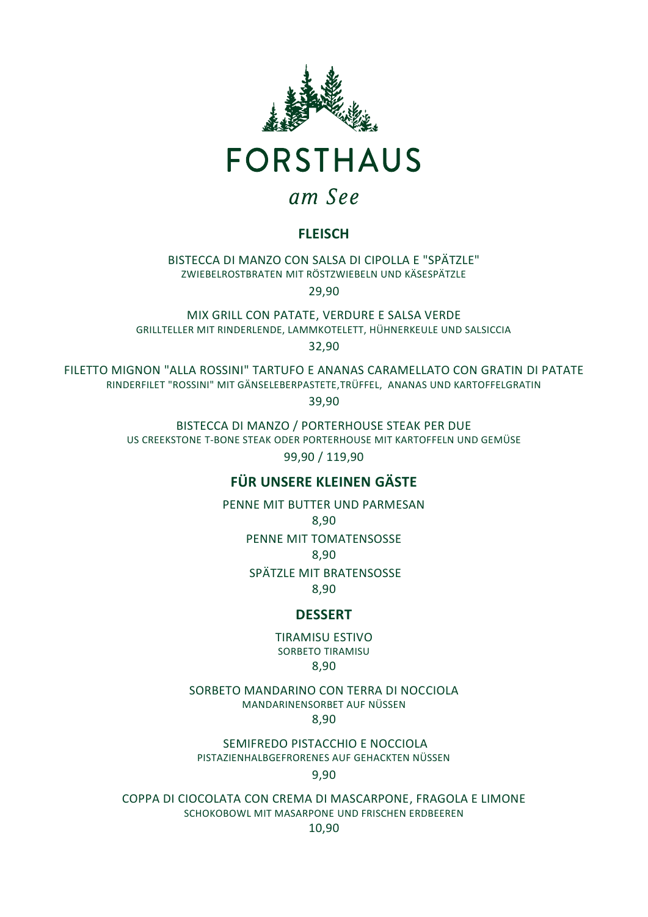# FORSTHAUS

*am See*

## FLEISCH

BISTECCA DI MANZO CON SALSA DI CIPOLLA E "SPÄTZLE"
ZWIEBELROSTBRATEN MIT RÖSTZWIEBELN UND KÄSESPÄTZLE
29,90

MIX GRILL CON PATATE, VERDURE E SALSA VERDE
GRILLTELLER MIT RINDERLENDE, LAMMKOTELETT, HÜHNERKEULE UND SALSICCIA
32,90

FILETTO MIGNON "ALLA ROSSINI" TARTUFO E ANANAS CARAMELLATO CON GRATIN DI PATATE
RINDERFILET "ROSSINI" MIT GÄNSELEBERPASTETE,TRÜFFEL, ANANAS UND KARTOFFELGRATIN
39,90

BISTECCA DI MANZO / PORTERHOUSE STEAK PER DUE
US CREEKSTONE T-BONE STEAK ODER PORTERHOUSE MIT KARTOFFELN UND GEMÜSE
99,90 / 119,90

## FÜR UNSERE KLEINEN GÄSTE

PENNE MIT BUTTER UND PARMESAN
8,90

PENNE MIT TOMATENSOSSE
8,90

SPÄTZLE MIT BRATENSOSSE
8,90

## DESSERT

TIRAMISU ESTIVO
SORBETO TIRAMISU
8,90

SORBETO MANDARINO CON TERRA DI NOCCIOLA
MANDARINENSORBET AUF NÜSSEN
8,90

SEMIFREDO PISTACCHIO E NOCCIOLA
PISTAZIENHALBGEFRORENES AUF GEHACKTEN NÜSSEN
9,90

COPPA DI CIOCOLATA CON CREMA DI MASCARPONE, FRAGOLA E LIMONE
SCHOKOBOWL MIT MASARPONE UND FRISCHEN ERDBEEREN
10,90